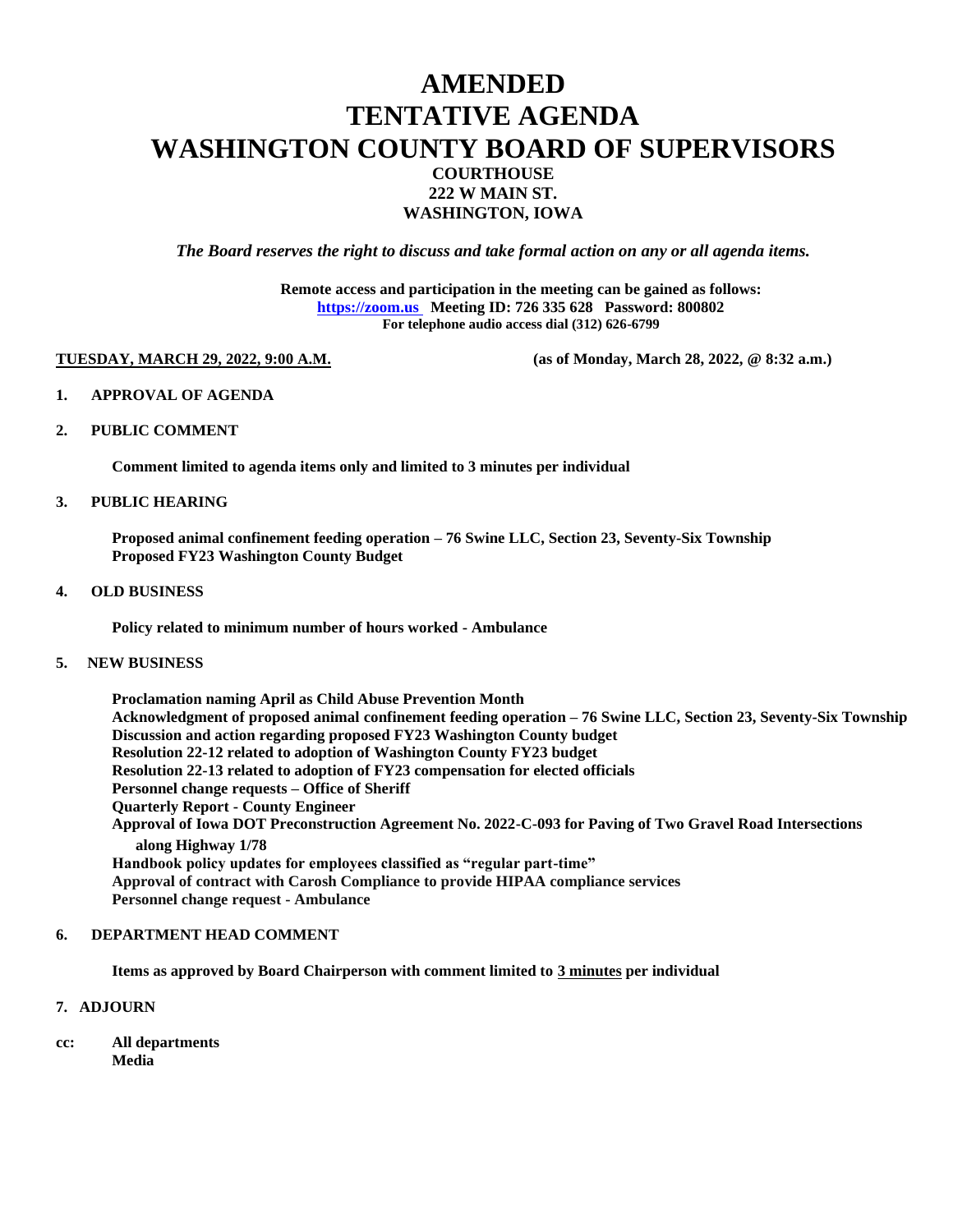# AMENDED
# TENTATIVE AGENDA
# WASHINGTON COUNTY BOARD OF SUPERVISORS

**COURTHOUSE**
**222 W MAIN ST.**
**WASHINGTON, IOWA**

***The Board reserves the right to discuss and take formal action on any or all agenda items.***

**Remote access and participation in the meeting can be gained as follows:**
**https://zoom.us Meeting ID: 726 335 628 Password: 800802**
**For telephone audio access dial (312) 626-6799**

**TUESDAY, MARCH 29, 2022, 9:00 A.M.** **(as of Monday, March 28, 2022, @ 8:32 a.m.)**

**1. APPROVAL OF AGENDA**

**2. PUBLIC COMMENT**

**Comment limited to agenda items only and limited to 3 minutes per individual**

**3. PUBLIC HEARING**

**Proposed animal confinement feeding operation – 76 Swine LLC, Section 23, Seventy-Six Township**
**Proposed FY23 Washington County Budget**

**4. OLD BUSINESS**

**Policy related to minimum number of hours worked - Ambulance**

**5. NEW BUSINESS**

**Proclamation naming April as Child Abuse Prevention Month**
**Acknowledgment of proposed animal confinement feeding operation – 76 Swine LLC, Section 23, Seventy-Six Township**
**Discussion and action regarding proposed FY23 Washington County budget**
**Resolution 22-12 related to adoption of Washington County FY23 budget**
**Resolution 22-13 related to adoption of FY23 compensation for elected officials**
**Personnel change requests – Office of Sheriff**
**Quarterly Report - County Engineer**
**Approval of Iowa DOT Preconstruction Agreement No. 2022-C-093 for Paving of Two Gravel Road Intersections along Highway 1/78**
**Handbook policy updates for employees classified as "regular part-time"**
**Approval of contract with Carosh Compliance to provide HIPAA compliance services**
**Personnel change request - Ambulance**

**6. DEPARTMENT HEAD COMMENT**

**Items as approved by Board Chairperson with comment limited to 3 minutes per individual**

**7. ADJOURN**

**cc: All departments**
**Media**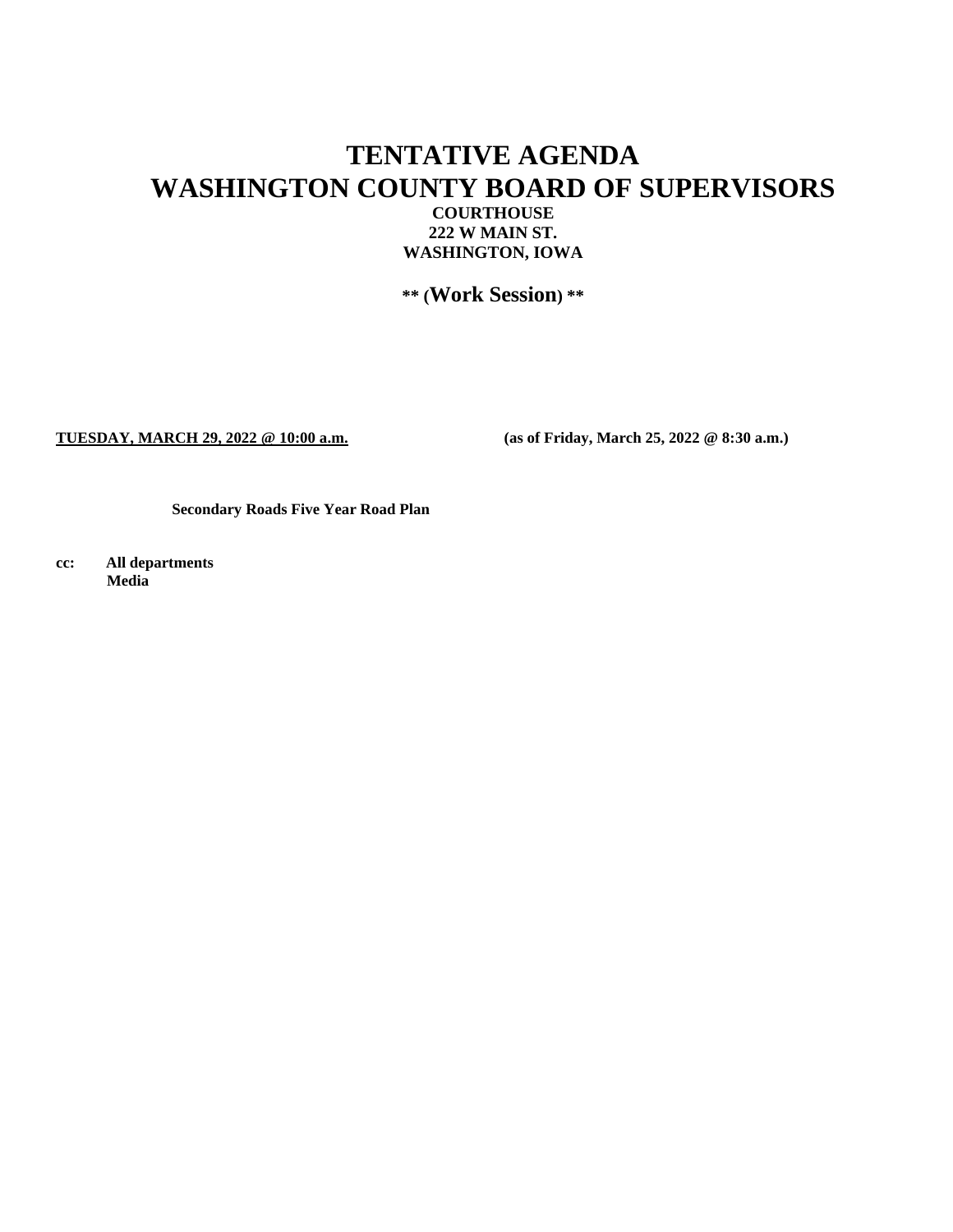# TENTATIVE AGENDA
# WASHINGTON COUNTY BOARD OF SUPERVISORS

**COURTHOUSE**
**222 W MAIN ST.**
**WASHINGTON, IOWA**

**\*\* (Work Session) \*\***

**TUESDAY, MARCH 29, 2022 @ 10:00 a.m.** **(as of Friday, March 25, 2022 @ 8:30 a.m.)**

**Secondary Roads Five Year Road Plan**

**cc: All departments**
**Media**